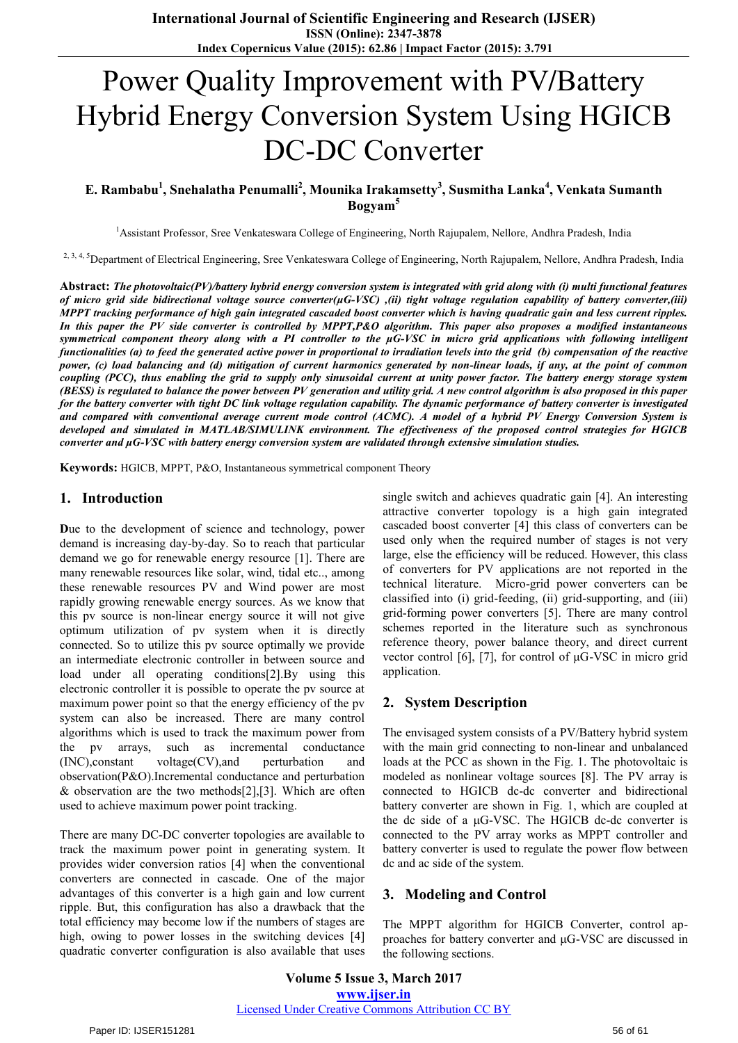# Power Quality Improvement with PV/Battery Hybrid Energy Conversion System Using HGICB DC-DC Converter

**E. Rambabu[1], Snehalatha Penumalli[2], Mounika Irakamsetty[3], Susmitha Lanka[4], Venkata Sumanth Bogyam[5]**

[1]Assistant Professor, Sree Venkateswara College of Engineering, North Rajupalem, Nellore, Andhra Pradesh, India

[2, 3, 4, 5]Department of Electrical Engineering, Sree Venkateswara College of Engineering, North Rajupalem, Nellore, Andhra Pradesh, India

**Abstract:** ***The photovoltaic(PV)/battery hybrid energy conversion system is integrated with grid along with (i) multi functional features of micro grid side bidirectional voltage source converter(μG-VSC) ,(ii) tight voltage regulation capability of battery converter,(iii) MPPT tracking performance of high gain integrated cascaded boost converter which is having quadratic gain and less current ripples. In this paper the PV side converter is controlled by MPPT,P&O algorithm. This paper also proposes a modified instantaneous symmetrical component theory along with a PI controller to the μG-VSC in micro grid applications with following intelligent functionalities (a) to feed the generated active power in proportional to irradiation levels into the grid (b) compensation of the reactive power, (c) load balancing and (d) mitigation of current harmonics generated by non-linear loads, if any, at the point of common coupling (PCC), thus enabling the grid to supply only sinusoidal current at unity power factor. The battery energy storage system (BESS) is regulated to balance the power between PV generation and utility grid. A new control algorithm is also proposed in this paper for the battery converter with tight DC link voltage regulation capability. The dynamic performance of battery converter is investigated and compared with conventional average current mode control (ACMC). A model of a hybrid PV Energy Conversion System is developed and simulated in MATLAB/SIMULINK environment. The effectiveness of the proposed control strategies for HGICB converter and μG-VSC with battery energy conversion system are validated through extensive simulation studies.***

**Keywords:** HGICB, MPPT, P&O, Instantaneous symmetrical component Theory

## 1. Introduction

**D**ue to the development of science and technology, power demand is increasing day-by-day. So to reach that particular demand we go for renewable energy resource [1]. There are many renewable resources like solar, wind, tidal etc.., among these renewable resources PV and Wind power are most rapidly growing renewable energy sources. As we know that this pv source is non-linear energy source it will not give optimum utilization of pv system when it is directly connected. So to utilize this pv source optimally we provide an intermediate electronic controller in between source and load under all operating conditions[2].By using this electronic controller it is possible to operate the pv source at maximum power point so that the energy efficiency of the pv system can also be increased. There are many control algorithms which is used to track the maximum power from the pv arrays, such as incremental conductance (INC),constant voltage(CV),and perturbation and observation(P&O).Incremental conductance and perturbation & observation are the two methods[2],[3]. Which are often used to achieve maximum power point tracking.

There are many DC-DC converter topologies are available to track the maximum power point in generating system. It provides wider conversion ratios [4] when the conventional converters are connected in cascade. One of the major advantages of this converter is a high gain and low current ripple. But, this configuration has also a drawback that the total efficiency may become low if the numbers of stages are high, owing to power losses in the switching devices [4] quadratic converter configuration is also available that uses single switch and achieves quadratic gain [4]. An interesting attractive converter topology is a high gain integrated cascaded boost converter [4] this class of converters can be used only when the required number of stages is not very large, else the efficiency will be reduced. However, this class of converters for PV applications are not reported in the technical literature. Micro-grid power converters can be classified into (i) grid-feeding, (ii) grid-supporting, and (iii) grid-forming power converters [5]. There are many control schemes reported in the literature such as synchronous reference theory, power balance theory, and direct current vector control [6], [7], for control of μG-VSC in micro grid application.

## 2. System Description

The envisaged system consists of a PV/Battery hybrid system with the main grid connecting to non-linear and unbalanced loads at the PCC as shown in the Fig. 1. The photovoltaic is modeled as nonlinear voltage sources [8]. The PV array is connected to HGICB dc-dc converter and bidirectional battery converter are shown in Fig. 1, which are coupled at the dc side of a μG-VSC. The HGICB dc-dc converter is connected to the PV array works as MPPT controller and battery converter is used to regulate the power flow between dc and ac side of the system.

## 3. Modeling and Control

The MPPT algorithm for HGICB Converter, control approaches for battery converter and μG-VSC are discussed in the following sections.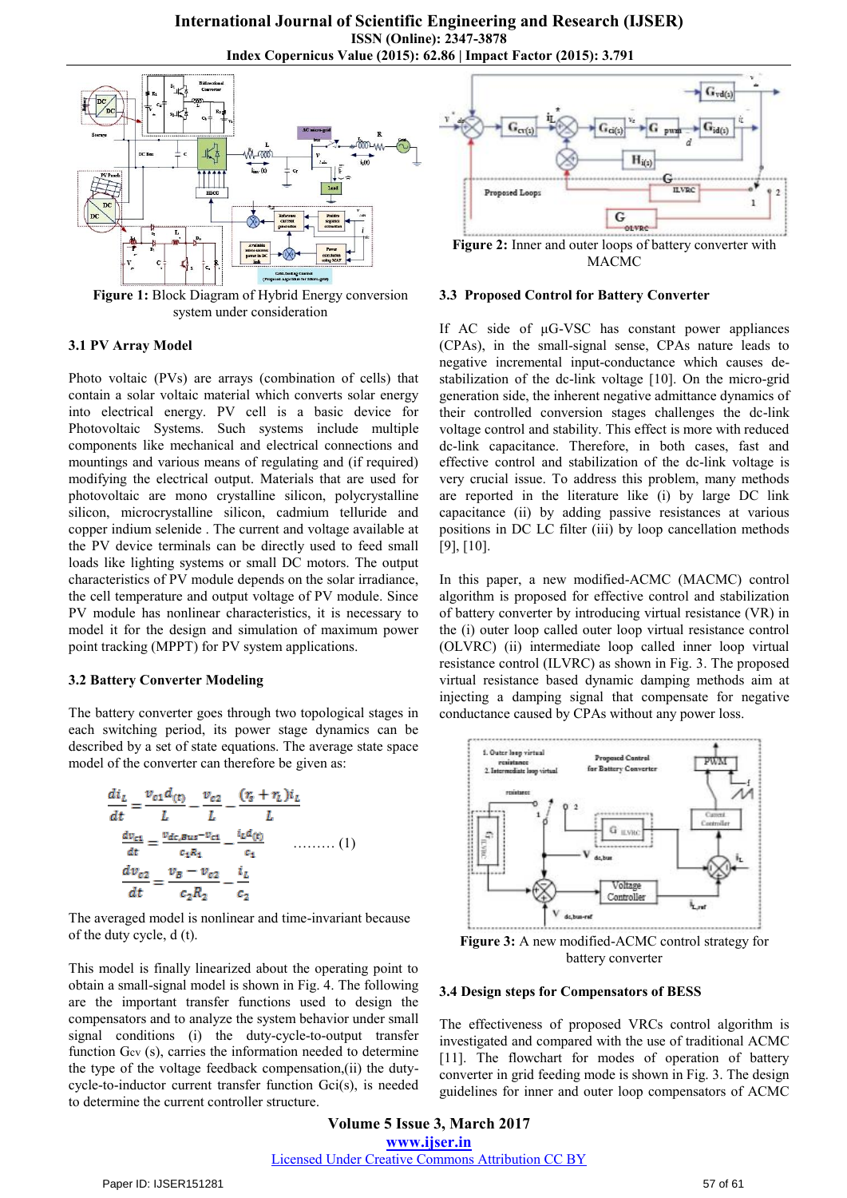Figure 1: Block Diagram of Hybrid Energy conversion system under consideration

### 3.1 PV Array Model

Photo voltaic (PVs) are arrays (combination of cells) that contain a solar voltaic material which converts solar energy into electrical energy. PV cell is a basic device for Photovoltaic Systems. Such systems include multiple components like mechanical and electrical connections and mountings and various means of regulating and (if required) modifying the electrical output. Materials that are used for photovoltaic are mono crystalline silicon, polycrystalline silicon, microcrystalline silicon, cadmium telluride and copper indium selenide . The current and voltage available at the PV device terminals can be directly used to feed small loads like lighting systems or small DC motors. The output characteristics of PV module depends on the solar irradiance, the cell temperature and output voltage of PV module. Since PV module has nonlinear characteristics, it is necessary to model it for the design and simulation of maximum power point tracking (MPPT) for PV system applications.

### 3.2 Battery Converter Modeling

The battery converter goes through two topological stages in each switching period, its power stage dynamics can be described by a set of state equations. The average state space model of the converter can therefore be given as:

$$\frac{di_L}{dt} = \frac{v_{c1}d_{(t)}}{L} - \frac{v_{c2}}{L} - \frac{(r_s + r_L)i_L}{L}$$

$$\frac{dv_{c1}}{dt} = \frac{v_{dc,Bus} - v_{c1}}{c_1 R_1} - \frac{i_L d_{(t)}}{c_1} \quad \text{......... (1)}$$

$$\frac{dv_{c2}}{dt} = \frac{v_B - v_{c2}}{c_2 R_2} - \frac{i_L}{c_2}$$

The averaged model is nonlinear and time-invariant because of the duty cycle, d (t).

This model is finally linearized about the operating point to obtain a small-signal model is shown in Fig. 4. The following are the important transfer functions used to design the compensators and to analyze the system behavior under small signal conditions (i) the duty-cycle-to-output transfer function $G_{cv}$ (s), carries the information needed to determine the type of the voltage feedback compensation,(ii) the duty-cycle-to-inductor current transfer function Gci(s), is needed to determine the current controller structure.

Figure 2: Inner and outer loops of battery converter with MACMC

### 3.3 Proposed Control for Battery Converter

If AC side of µG-VSC has constant power appliances (CPAs), in the small-signal sense, CPAs nature leads to negative incremental input-conductance which causes de-stabilization of the dc-link voltage [10]. On the micro-grid generation side, the inherent negative admittance dynamics of their controlled conversion stages challenges the dc-link voltage control and stability. This effect is more with reduced dc-link capacitance. Therefore, in both cases, fast and effective control and stabilization of the dc-link voltage is very crucial issue. To address this problem, many methods are reported in the literature like (i) by large DC link capacitance (ii) by adding passive resistances at various positions in DC LC filter (iii) by loop cancellation methods [9], [10].

In this paper, a new modified-ACMC (MACMC) control algorithm is proposed for effective control and stabilization of battery converter by introducing virtual resistance (VR) in the (i) outer loop called outer loop virtual resistance control (OLVRC) (ii) intermediate loop called inner loop virtual resistance control (ILVRC) as shown in Fig. 3. The proposed virtual resistance based dynamic damping methods aim at injecting a damping signal that compensate for negative conductance caused by CPAs without any power loss.

Figure 3: A new modified-ACMC control strategy for battery converter

### 3.4 Design steps for Compensators of BESS

The effectiveness of proposed VRCs control algorithm is investigated and compared with the use of traditional ACMC [11]. The flowchart for modes of operation of battery converter in grid feeding mode is shown in Fig. 3. The design guidelines for inner and outer loop compensators of ACMC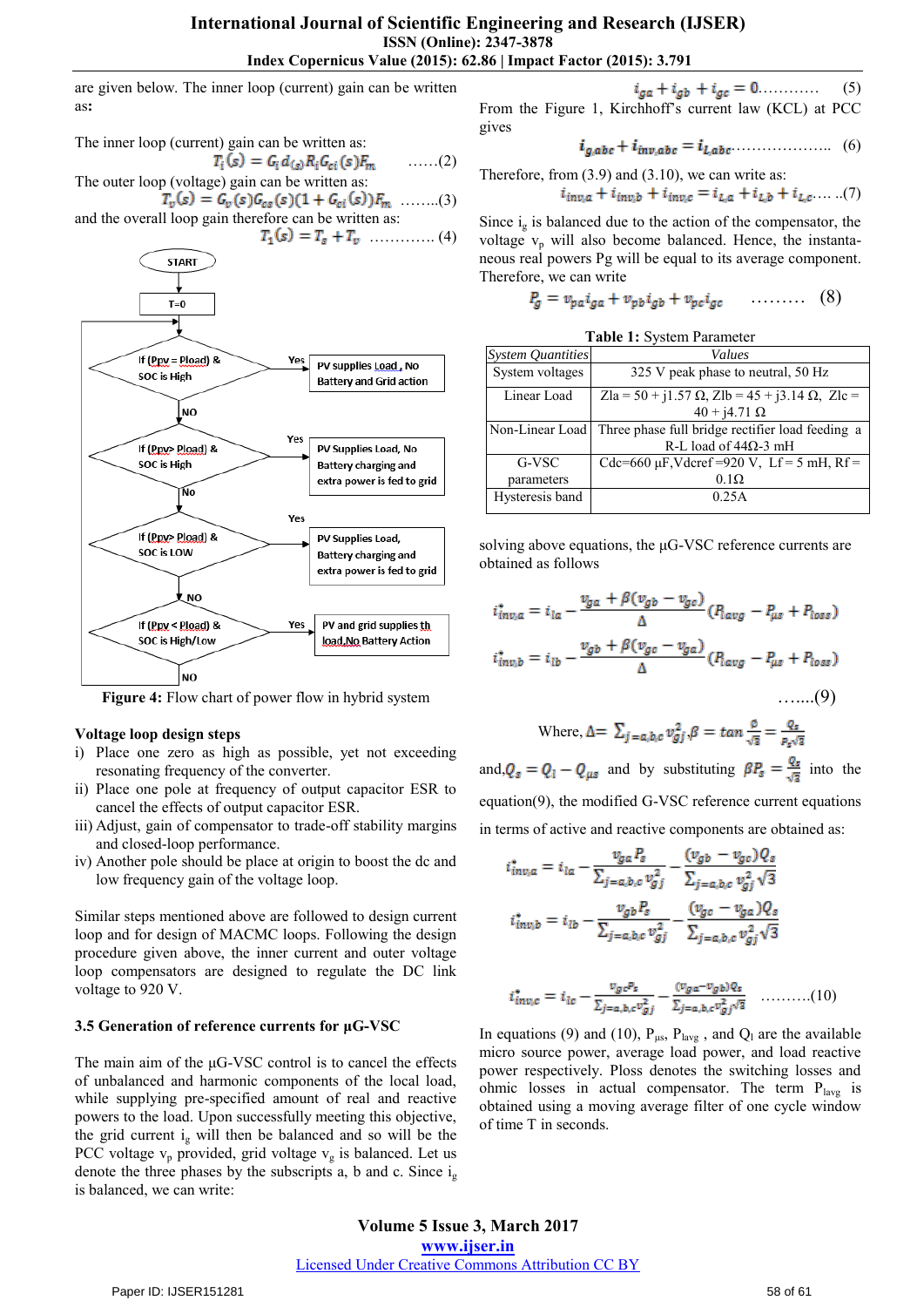are given below. The inner loop (current) gain can be written as:

The inner loop (current) gain can be written as:

$$T_i(s) = G_i d_{(s)} R_i G_{ci}(s) F_m \quad \ldots\ldots(2)$$

The outer loop (voltage) gain can be written as:

$$T_v(s) = G_v(s) G_{cs}(s)(1 + G_{ci}(s)) F_m \quad \ldots\ldots..(3)$$

and the overall loop gain therefore can be written as:

$$T_1(s) = T_s + T_v \quad \ldots\ldots\ldots\ldots (4)$$

START

T=0

If (Ppv = Pload) & SOC is High — Yes → PV supplies Load, No Battery and Grid action

NO

If (Ppv> Pload) & SOC is High — Yes → PV Supplies Load, No Battery charging and extra power is fed to grid

No

If (Ppv> Pload) & SOC is LOW — Yes → PV Supplies Load, Battery charging and extra power is fed to grid

NO

If (Ppv < Pload) & SOC is High/Low — Yes → PV and grid supplies th load,No Battery Action

NO

**Figure 4:** Flow chart of power flow in hybrid system

### Voltage loop design steps

i) Place one zero as high as possible, yet not exceeding resonating frequency of the converter.

ii) Place one pole at frequency of output capacitor ESR to cancel the effects of output capacitor ESR.

iii) Adjust, gain of compensator to trade-off stability margins and closed-loop performance.

iv) Another pole should be place at origin to boost the dc and low frequency gain of the voltage loop.

Similar steps mentioned above are followed to design current loop and for design of MACMC loops. Following the design procedure given above, the inner current and outer voltage loop compensators are designed to regulate the DC link voltage to 920 V.

### 3.5 Generation of reference currents for μG-VSC

The main aim of the μG-VSC control is to cancel the effects of unbalanced and harmonic components of the local load, while supplying pre-specified amount of real and reactive powers to the load. Upon successfully meeting this objective, the grid current $i_g$ will then be balanced and so will be the PCC voltage $v_p$ provided, grid voltage $v_g$ is balanced. Let us denote the three phases by the subscripts a, b and c. Since $i_g$ is balanced, we can write:

$$i_{ga} + i_{gb} + i_{gc} = 0 \ldots\ldots\ldots\ldots (5)$$

From the Figure 1, Kirchhoff's current law (KCL) at PCC gives

$$i_{g,abc} + i_{inv,abc} = i_{L,abc} \ldots\ldots\ldots\ldots\ldots\ldots\ldots. (6)$$

Therefore, from (3.9) and (3.10), we can write as:

$$i_{inv,a} + i_{inv,b} + i_{inv,c} = i_{L,a} + i_{L,b} + i_{L,c} \ldots. ..(7)$$

Since $i_g$ is balanced due to the action of the compensator, the voltage $v_p$ will also become balanced. Hence, the instantaneous real powers Pg will be equal to its average component. Therefore, we can write

$$P_g = v_{pa} i_{ga} + v_{pb} i_{gb} + v_{pc} i_{gc} \quad \ldots\ldots\ldots \quad (8)$$

**Table 1:** System Parameter

| System Quantities | Values |
|---|---|
| System voltages | 325 V peak phase to neutral, 50 Hz |
| Linear Load | Zla = 50 + j1.57 Ω, Zlb = 45 + j3.14 Ω, Zlc = 40 + j4.71 Ω |
| Non-Linear Load | Three phase full bridge rectifier load feeding a R-L load of 44Ω-3 mH |
| G-VSC parameters | Cdc=660 μF,Vdcref =920 V, Lf = 5 mH, Rf = 0.1Ω |
| Hysteresis band | 0.25A |

solving above equations, the μG-VSC reference currents are obtained as follows

$$i^*_{inv,a} = i_{la} - \frac{v_{ga} + \beta(v_{gb} - v_{gc})}{\Delta}(P_{lavg} - P_{\mu s} + P_{loss})$$

$$i^*_{inv,b} = i_{lb} - \frac{v_{gb} + \beta(v_{gc} - v_{ga})}{\Delta}(P_{lavg} - P_{\mu s} + P_{loss})$$

$$\ldots...(9)$$

Where, $\Delta = \sum_{j=a,b,c} v_{gj}^2, \beta = \tan\frac{\phi}{\sqrt{3}} = \frac{Q_s}{P_s\sqrt{3}}$

and, $Q_s = Q_l - Q_{\mu s}$ and by substituting $\beta P_s = \frac{Q_s}{\sqrt{3}}$ into the equation(9), the modified G-VSC reference current equations in terms of active and reactive components are obtained as:

$$i^*_{inv,a} = i_{la} - \frac{v_{ga} P_s}{\sum_{j=a,b,c} v_{gj}^2} - \frac{(v_{gb} - v_{gc}) Q_s}{\sum_{j=a,b,c} v_{gj}^2 \sqrt{3}}$$

$$i^*_{inv,b} = i_{lb} - \frac{v_{gb} P_s}{\sum_{j=a,b,c} v_{gj}^2} - \frac{(v_{gc} - v_{ga}) Q_s}{\sum_{j=a,b,c} v_{gj}^2 \sqrt{3}}$$

$$i^*_{inv,c} = i_{lc} - \frac{v_{gc} P_s}{\sum_{j=a,b,c} v_{gj}^2} - \frac{(v_{ga} - v_{gb}) Q_s}{\sum_{j=a,b,c} v_{gj}^2 \sqrt{3}} \quad \ldots\ldots\ldots.(10)$$

In equations (9) and (10), $P_{\mu s}$, $P_{lavg}$ , and $Q_l$ are the available micro source power, average load power, and load reactive power respectively. Ploss denotes the switching losses and ohmic losses in actual compensator. The term $P_{lavg}$ is obtained using a moving average filter of one cycle window of time T in seconds.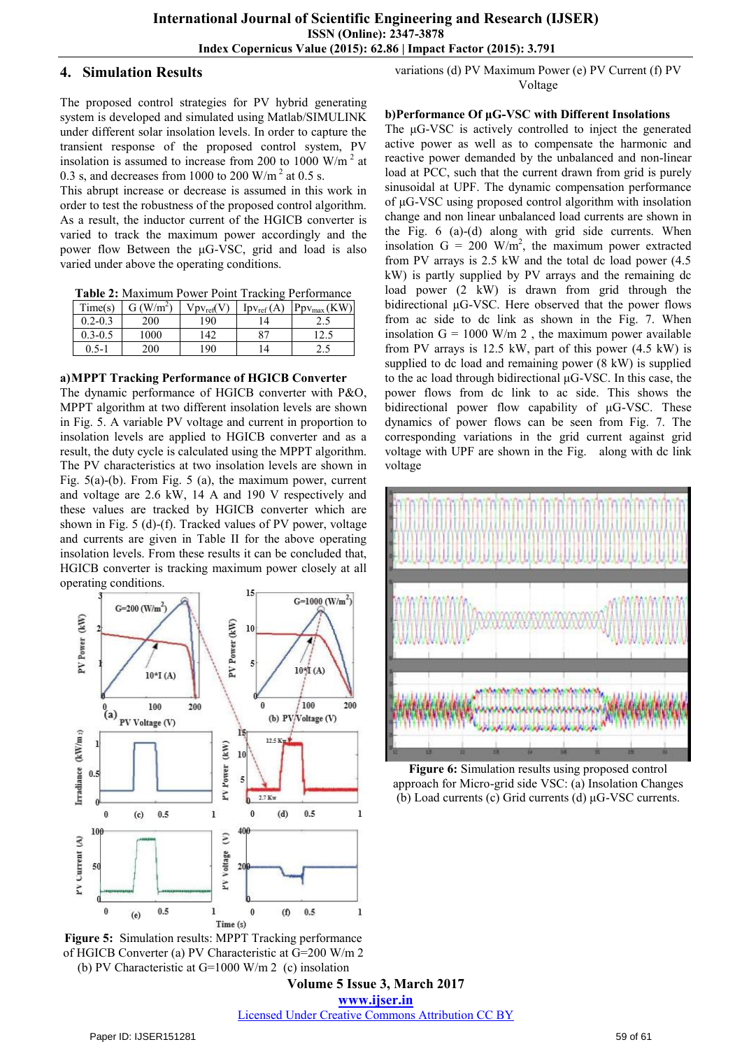## 4. Simulation Results

The proposed control strategies for PV hybrid generating system is developed and simulated using Matlab/SIMULINK under different solar insolation levels. In order to capture the transient response of the proposed control system, PV insolation is assumed to increase from 200 to 1000 W/m $^2$ at 0.3 s, and decreases from 1000 to 200 W/m $^2$ at 0.5 s.

This abrupt increase or decrease is assumed in this work in order to test the robustness of the proposed control algorithm. As a result, the inductor current of the HGICB converter is varied to track the maximum power accordingly and the power flow Between the µG-VSC, grid and load is also varied under above the operating conditions.

**Table 2:** Maximum Power Point Tracking Performance

| Time(s) | G (W/m$^2$) | $Vpv_{ref}$(V) | $Ipv_{ref}$ (A) | $Ppv_{max}$ (KW) |
|---|---|---|---|---|
| 0.2-0.3 | 200 | 190 | 14 | 2.5 |
| 0.3-0.5 | 1000 | 142 | 87 | 12.5 |
| 0.5-1 | 200 | 190 | 14 | 2.5 |

**a) MPPT Tracking Performance of HGICB Converter**

The dynamic performance of HGICB converter with P&O, MPPT algorithm at two different insolation levels are shown in Fig. 5. A variable PV voltage and current in proportion to insolation levels are applied to HGICB converter and as a result, the duty cycle is calculated using the MPPT algorithm. The PV characteristics at two insolation levels are shown in Fig. 5(a)-(b). From Fig. 5 (a), the maximum power, current and voltage are 2.6 kW, 14 A and 190 V respectively and these values are tracked by HGICB converter which are shown in Fig. 5 (d)-(f). Tracked values of PV power, voltage and currents are given in Table II for the above operating insolation levels. From these results it can be concluded that, HGICB converter is tracking maximum power closely at all operating conditions.

**Figure 5:** Simulation results: MPPT Tracking performance of HGICB Converter (a) PV Characteristic at G=200 W/m 2 (b) PV Characteristic at G=1000 W/m 2 (c) insolation variations (d) PV Maximum Power (e) PV Current (f) PV Voltage

**b) Performance Of µG-VSC with Different Insolations**

The µG-VSC is actively controlled to inject the generated active power as well as to compensate the harmonic and reactive power demanded by the unbalanced and non-linear load at PCC, such that the current drawn from grid is purely sinusoidal at UPF. The dynamic compensation performance of µG-VSC using proposed control algorithm with insolation change and non linear unbalanced load currents are shown in the Fig. 6 (a)-(d) along with grid side currents. When insolation G = 200 W/m$^2$, the maximum power extracted from PV arrays is 2.5 kW and the total dc load power (4.5 kW) is partly supplied by PV arrays and the remaining dc load power (2 kW) is drawn from grid through the bidirectional µG-VSC. Here observed that the power flows from ac side to dc link as shown in the Fig. 7. When insolation G = 1000 W/m 2 , the maximum power available from PV arrays is 12.5 kW, part of this power (4.5 kW) is supplied to dc load and remaining power (8 kW) is supplied to the ac load through bidirectional µG-VSC. In this case, the power flows from dc link to ac side. This shows the bidirectional power flow capability of µG-VSC. These dynamics of power flows can be seen from Fig. 7. The corresponding variations in the grid current against grid voltage with UPF are shown in the Fig. along with dc link voltage

**Figure 6:** Simulation results using proposed control approach for Micro-grid side VSC: (a) Insolation Changes (b) Load currents (c) Grid currents (d) µG-VSC currents.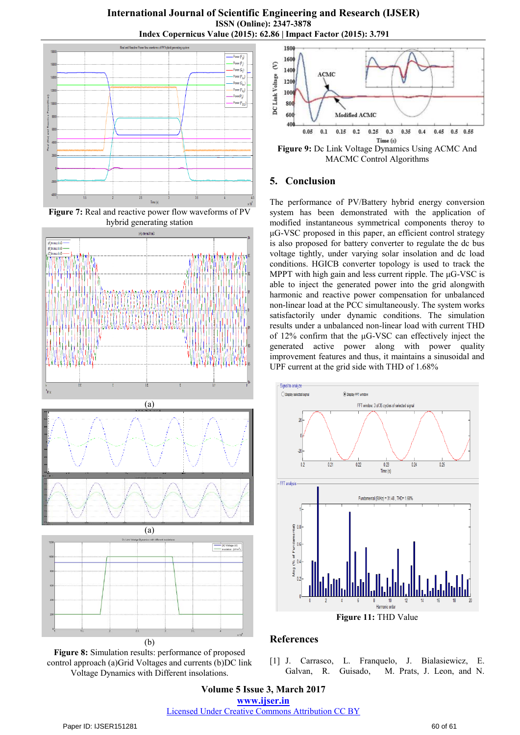**Figure 7:** Real and reactive power flow waveforms of PV hybrid generating station

(a)

(a)

(b)

**Figure 8:** Simulation results: performance of proposed control approach (a)Grid Voltages and currents (b)DC link Voltage Dynamics with Different insolations.

**Figure 9:** Dc Link Voltage Dynamics Using ACMC And MACMC Control Algorithms

## 5. Conclusion

The performance of PV/Battery hybrid energy conversion system has been demonstrated with the application of modified instantaneous symmetrical components theroy to µG-VSC proposed in this paper, an efficient control strategy is also proposed for battery converter to regulate the dc bus voltage tightly, under varying solar insolation and dc load conditions. HGICB converter topology is used to track the MPPT with high gain and less current ripple. The µG-VSC is able to inject the generated power into the grid alongwith harmonic and reactive power compensation for unbalanced non-linear load at the PCC simultaneously. The system works satisfactorily under dynamic conditions. The simulation results under a unbalanced non-linear load with current THD of 12% confirm that the µG-VSC can effectively inject the generated active power along with power quality improvement features and thus, it maintains a sinusoidal and UPF current at the grid side with THD of 1.68%

**Figure 11:** THD Value

## References

[1] J. Carrasco, L. Franquelo, J. Bialasiewicz, E. Galvan, R. Guisado, M. Prats, J. Leon, and N.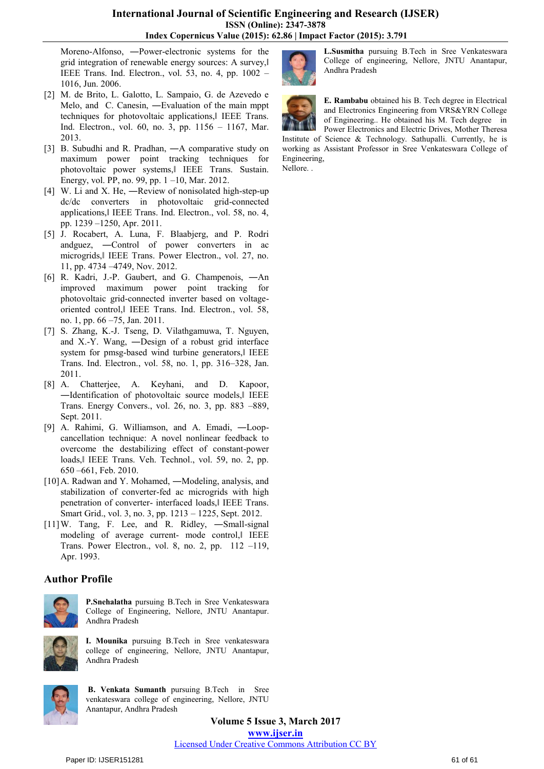Moreno-Alfonso, ―Power-electronic systems for the grid integration of renewable energy sources: A survey,‖ IEEE Trans. Ind. Electron., vol. 53, no. 4, pp. 1002 – 1016, Jun. 2006.

[2] M. de Brito, L. Galotto, L. Sampaio, G. de Azevedo e Melo, and C. Canesin, ―Evaluation of the main mppt techniques for photovoltaic applications,‖ IEEE Trans. Ind. Electron., vol. 60, no. 3, pp. 1156 – 1167, Mar. 2013.

[3] B. Subudhi and R. Pradhan, ―A comparative study on maximum power point tracking techniques for photovoltaic power systems,‖ IEEE Trans. Sustain. Energy, vol. PP, no. 99, pp. 1 –10, Mar. 2012.

[4] W. Li and X. He, ―Review of nonisolated high-step-up dc/dc converters in photovoltaic grid-connected applications,‖ IEEE Trans. Ind. Electron., vol. 58, no. 4, pp. 1239 –1250, Apr. 2011.

[5] J. Rocabert, A. Luna, F. Blaabjerg, and P. Rodri andguez, ―Control of power converters in ac microgrids,‖ IEEE Trans. Power Electron., vol. 27, no. 11, pp. 4734 –4749, Nov. 2012.

[6] R. Kadri, J.-P. Gaubert, and G. Champenois, ―An improved maximum power point tracking for photovoltaic grid-connected inverter based on voltage-oriented control,‖ IEEE Trans. Ind. Electron., vol. 58, no. 1, pp. 66 –75, Jan. 2011.

[7] S. Zhang, K.-J. Tseng, D. Vilathgamuwa, T. Nguyen, and X.-Y. Wang, ―Design of a robust grid interface system for pmsg-based wind turbine generators,‖ IEEE Trans. Ind. Electron., vol. 58, no. 1, pp. 316–328, Jan. 2011.

[8] A. Chatterjee, A. Keyhani, and D. Kapoor, ―Identification of photovoltaic source models,‖ IEEE Trans. Energy Convers., vol. 26, no. 3, pp. 883 –889, Sept. 2011.

[9] A. Rahimi, G. Williamson, and A. Emadi, ―Loop-cancellation technique: A novel nonlinear feedback to overcome the destabilizing effect of constant-power loads,‖ IEEE Trans. Veh. Technol., vol. 59, no. 2, pp. 650 –661, Feb. 2010.

[10] A. Radwan and Y. Mohamed, ―Modeling, analysis, and stabilization of converter-fed ac microgrids with high penetration of converter- interfaced loads,‖ IEEE Trans. Smart Grid., vol. 3, no. 3, pp. 1213 – 1225, Sept. 2012.

[11] W. Tang, F. Lee, and R. Ridley, ―Small-signal modeling of average current- mode control,‖ IEEE Trans. Power Electron., vol. 8, no. 2, pp. 112 –119, Apr. 1993.

## Author Profile

**P.Snehalatha** pursuing B.Tech in Sree Venkateswara College of Engineering, Nellore, JNTU Anantapur. Andhra Pradesh

**I. Mounika** pursuing B.Tech in Sree venkateswara college of engineering, Nellore, JNTU Anantapur, Andhra Pradesh

**B. Venkata Sumanth** pursuing B.Tech in Sree venkateswara college of engineering, Nellore, JNTU Anantapur, Andhra Pradesh

**L.Susmitha** pursuing B.Tech in Sree Venkateswara College of engineering, Nellore, JNTU Anantapur, Andhra Pradesh

**E. Rambabu** obtained his B. Tech degree in Electrical and Electronics Engineering from VRS&YRN College of Engineering.. He obtained his M. Tech degree in Power Electronics and Electric Drives, Mother Theresa Institute of Science & Technology. Sathupalli. Currently, he is working as Assistant Professor in Sree Venkateswara College of Engineering, Nellore. .